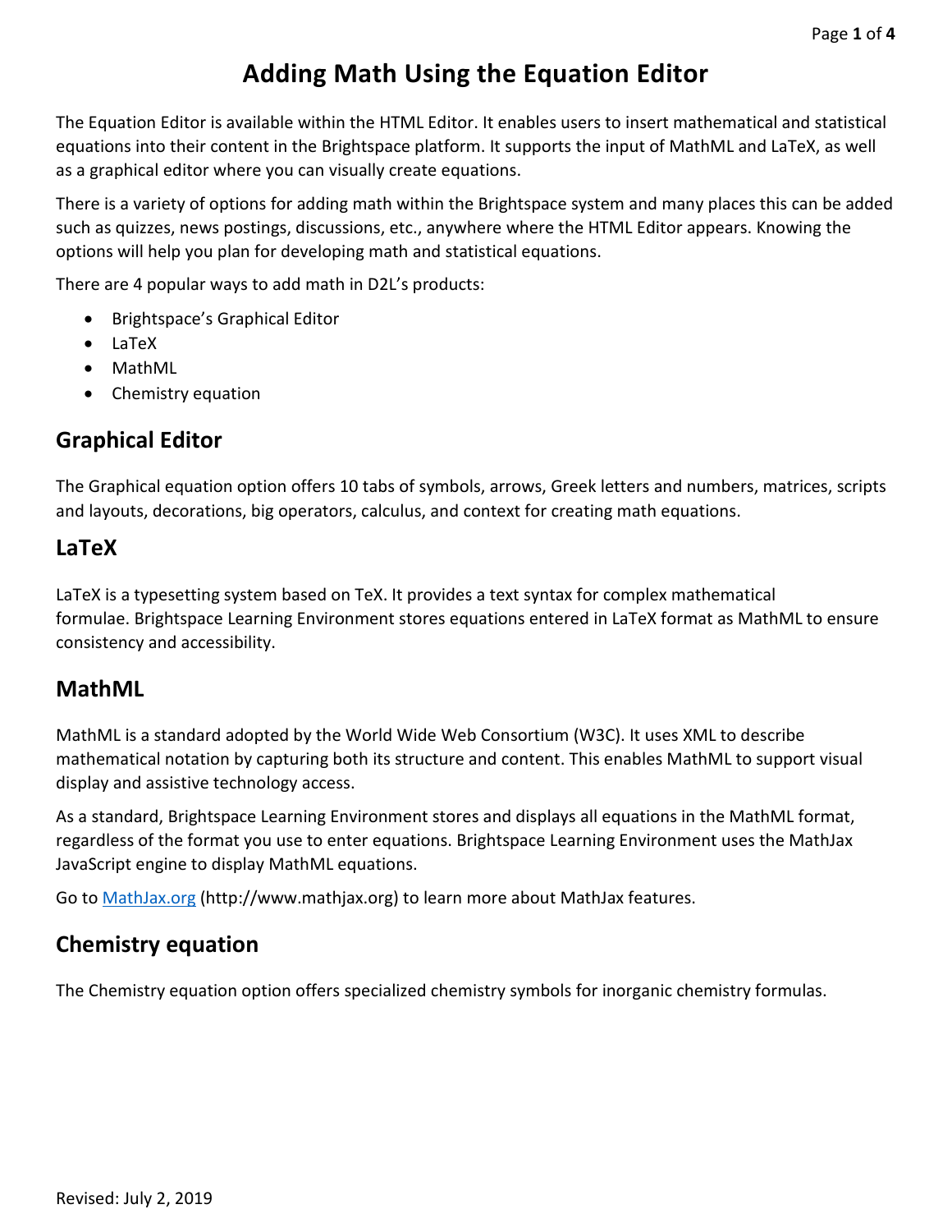# Adding Math Using the Equation Editor

The Equation Editor is available within the HTML Editor. It enables users to insert mathematical and statistical equations into their content in the Brightspace platform. It supports the input of MathML and LaTeX, as well as a graphical editor where you can visually create equations.

There is a variety of options for adding math within the Brightspace system and many places this can be added such as quizzes, news postings, discussions, etc., anywhere where the HTML Editor appears. Knowing the options will help you plan for developing math and statistical equations.

There are 4 popular ways to add math in D2L's products:

- Brightspace's Graphical Editor
- LaTeX
- MathML
- Chemistry equation

## Graphical Editor

The Graphical equation option offers 10 tabs of symbols, arrows, Greek letters and numbers, matrices, scripts and layouts, decorations, big operators, calculus, and context for creating math equations.

## LaTeX

LaTeX is a typesetting system based on TeX. It provides a text syntax for complex mathematical formulae. Brightspace Learning Environment stores equations entered in LaTeX format as MathML to ensure consistency and accessibility.

## MathML

MathML is a standard adopted by the World Wide Web Consortium (W3C). It uses XML to describe mathematical notation by capturing both its structure and content. This enables MathML to support visual display and assistive technology access.

As a standard, Brightspace Learning Environment stores and displays all equations in the MathML format, regardless of the format you use to enter equations. Brightspace Learning Environment uses the MathJax JavaScript engine to display MathML equations.

Go to [MathJax.org](http://www.mathjax.org) (http://www.mathjax.org) to learn more about MathJax features.

## Chemistry equation

The Chemistry equation option offers specialized chemistry symbols for inorganic chemistry formulas.

Revised: July 2, 2019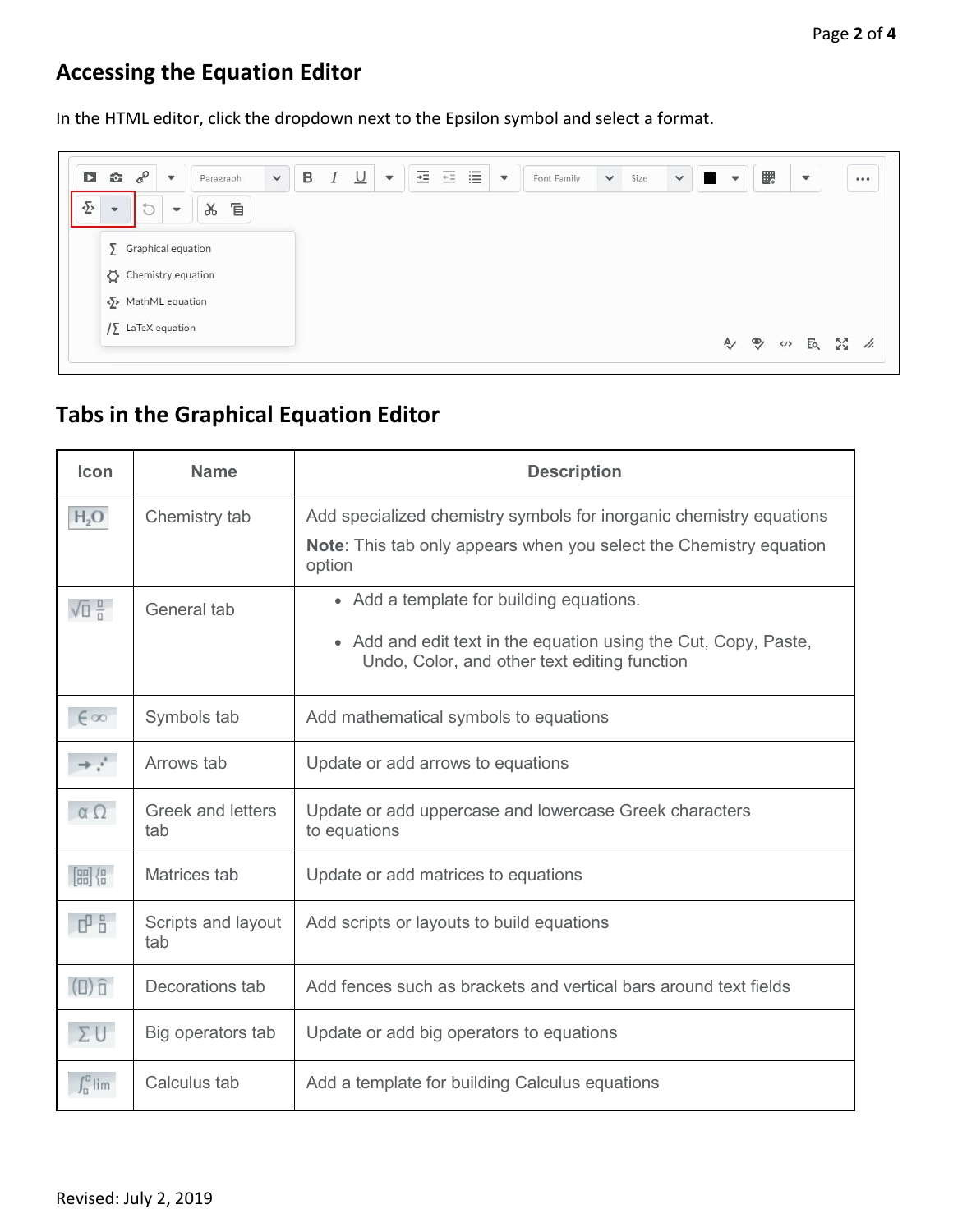## Accessing the Equation Editor

In the HTML editor, click the dropdown next to the Epsilon symbol and select a format.

## Tabs in the Graphical Equation Editor

| Icon | Name | Description |
| --- | --- | --- |
| $H_2O$ | Chemistry tab | Add specialized chemistry symbols for inorganic chemistry equations<br>**Note**: This tab only appears when you select the Chemistry equation option |
| | General tab | • Add a template for building equations.<br>• Add and edit text in the equation using the Cut, Copy, Paste, Undo, Color, and other text editing function |
| $\in \infty$ | Symbols tab | Add mathematical symbols to equations |
| | Arrows tab | Update or add arrows to equations |
| $\alpha\ \Omega$ | Greek and letters tab | Update or add uppercase and lowercase Greek characters to equations |
| | Matrices tab | Update or add matrices to equations |
| | Scripts and layout tab | Add scripts or layouts to build equations |
| | Decorations tab | Add fences such as brackets and vertical bars around text fields |
| $\Sigma\ \cup$ | Big operators tab | Update or add big operators to equations |
| lim | Calculus tab | Add a template for building Calculus equations |

Revised: July 2, 2019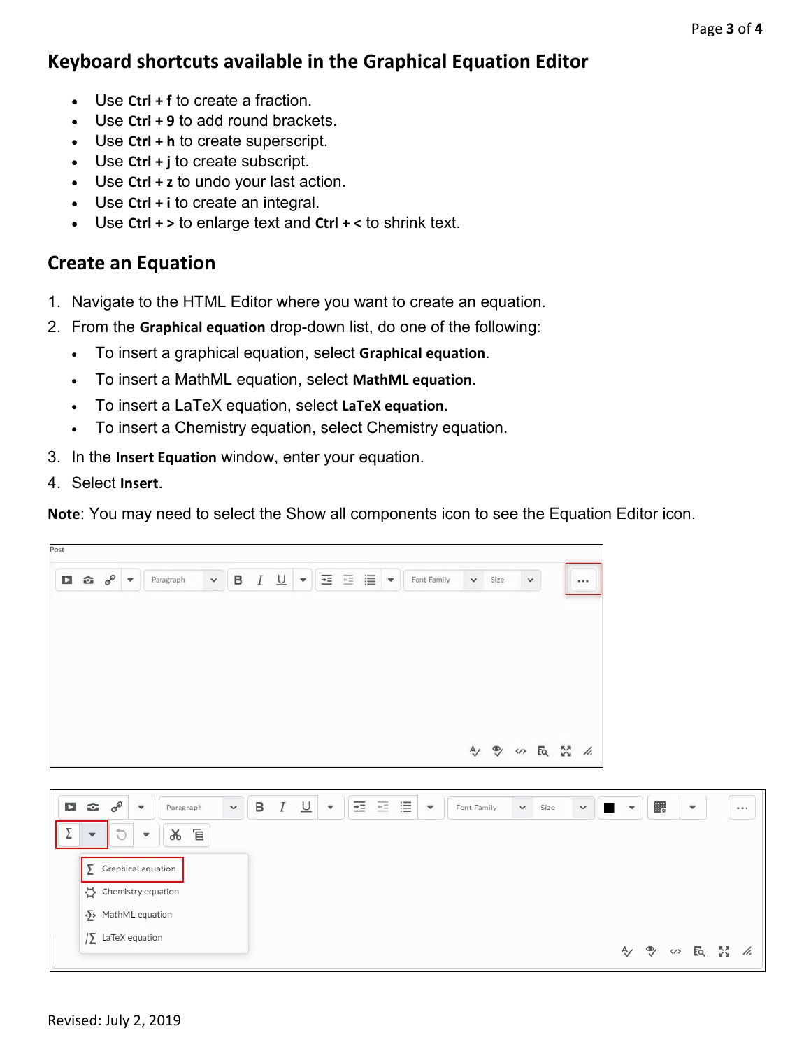## Keyboard shortcuts available in the Graphical Equation Editor

- Use **Ctrl + f** to create a fraction.
- Use **Ctrl + 9** to add round brackets.
- Use **Ctrl + h** to create superscript.
- Use **Ctrl + j** to create subscript.
- Use **Ctrl + z** to undo your last action.
- Use **Ctrl + i** to create an integral.
- Use **Ctrl + >** to enlarge text and **Ctrl + <** to shrink text.

## Create an Equation

1. Navigate to the HTML Editor where you want to create an equation.
2. From the **Graphical equation** drop-down list, do one of the following:
   - To insert a graphical equation, select **Graphical equation**.
   - To insert a MathML equation, select **MathML equation**.
   - To insert a LaTeX equation, select **LaTeX equation**.
   - To insert a Chemistry equation, select Chemistry equation.
3. In the **Insert Equation** window, enter your equation.
4. Select **Insert**.

**Note**: You may need to select the Show all components icon to see the Equation Editor icon.

Revised: July 2, 2019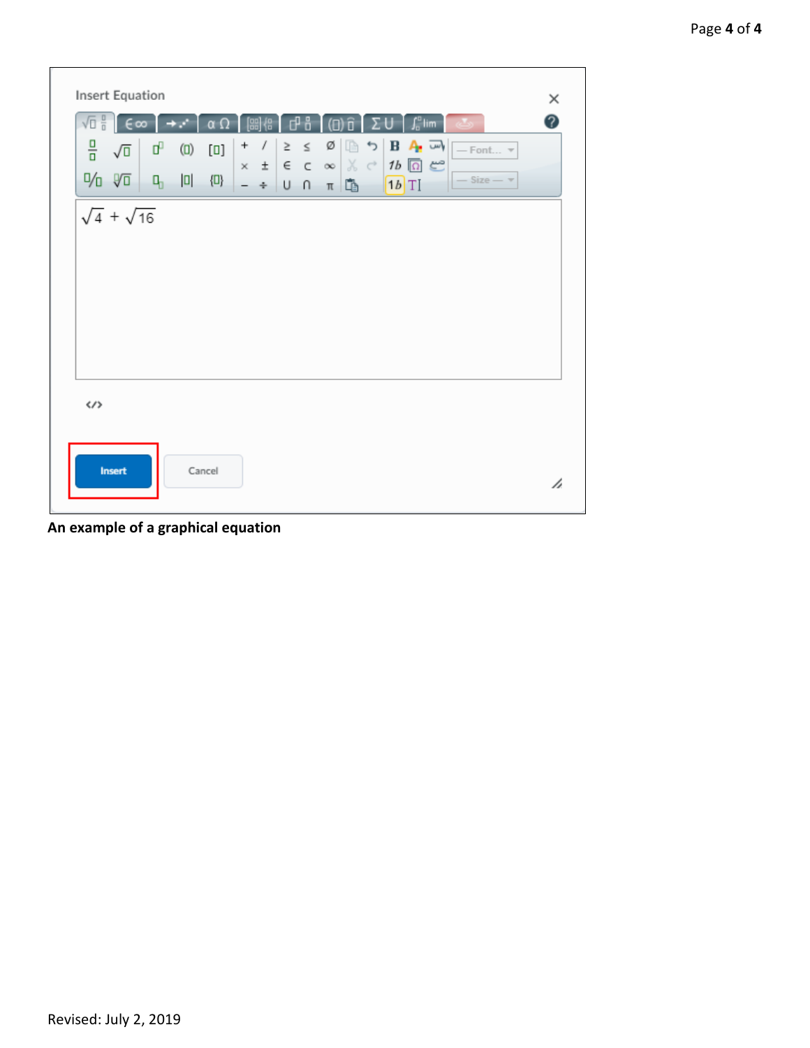**An example of a graphical equation**

Revised: July 2, 2019